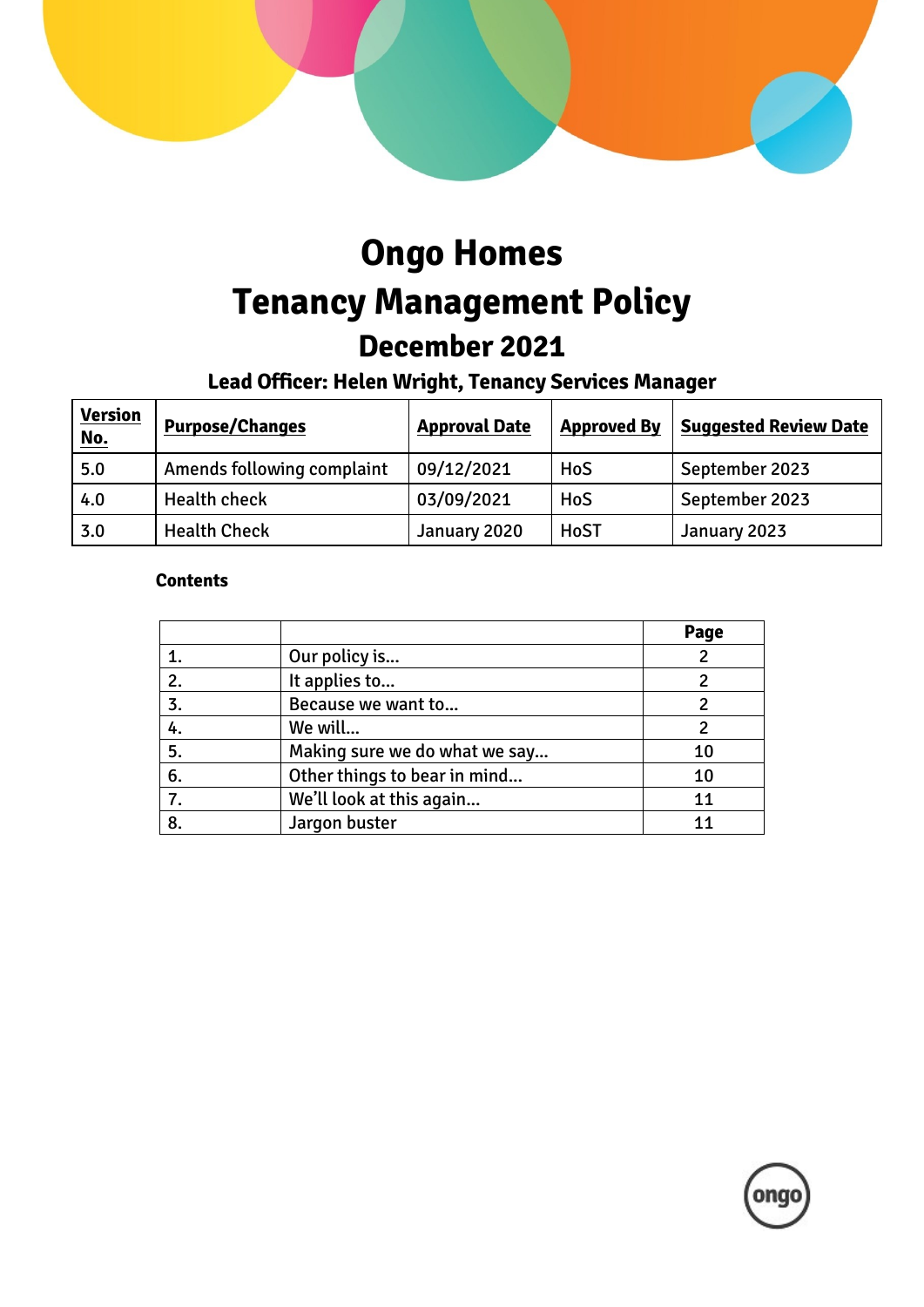# Ongo Homes

# Tenancy Management Policy

## December 2021

### Lead Officer: Helen Wright, Tenancy Services Manager

| Version No. | Purpose/Changes | Approval Date | Approved By | Suggested Review Date |
|---|---|---|---|---|
| 5.0 | Amends following complaint | 09/12/2021 | HoS | September 2023 |
| 4.0 | Health check | 03/09/2021 | HoS | September 2023 |
| 3.0 | Health Check | January 2020 | HoST | January 2023 |

**Contents**

| | | Page |
|---|---|---|
| 1. | Our policy is… | 2 |
| 2. | It applies to… | 2 |
| 3. | Because we want to… | 2 |
| 4. | We will… | 2 |
| 5. | Making sure we do what we say… | 10 |
| 6. | Other things to bear in mind… | 10 |
| 7. | We'll look at this again… | 11 |
| 8. | Jargon buster | 11 |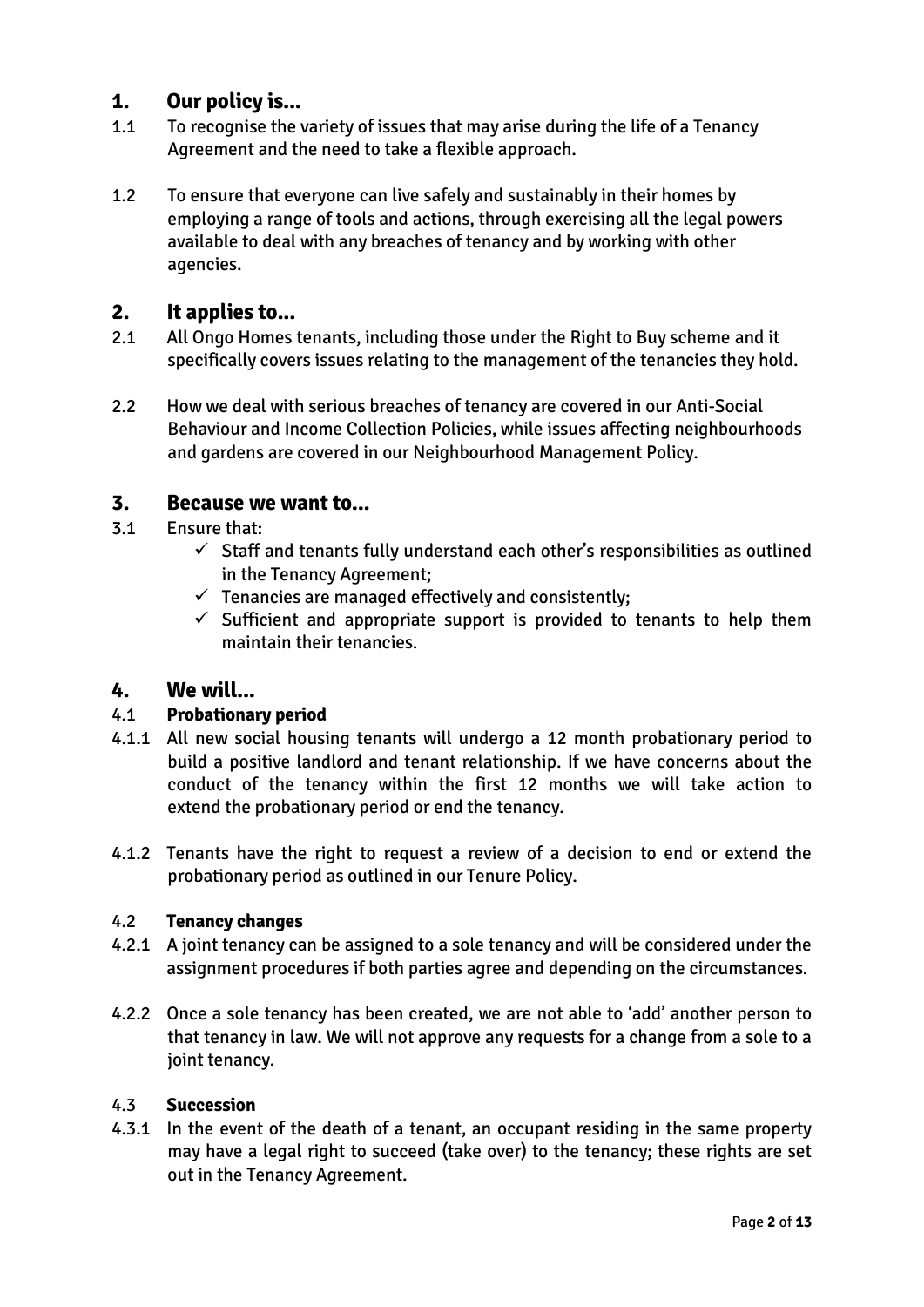## 1. Our policy is...

1.1 To recognise the variety of issues that may arise during the life of a Tenancy Agreement and the need to take a flexible approach.

1.2 To ensure that everyone can live safely and sustainably in their homes by employing a range of tools and actions, through exercising all the legal powers available to deal with any breaches of tenancy and by working with other agencies.

## 2. It applies to...

2.1 All Ongo Homes tenants, including those under the Right to Buy scheme and it specifically covers issues relating to the management of the tenancies they hold.

2.2 How we deal with serious breaches of tenancy are covered in our Anti-Social Behaviour and Income Collection Policies, while issues affecting neighbourhoods and gardens are covered in our Neighbourhood Management Policy.

## 3. Because we want to...

3.1 Ensure that:

- ✓ Staff and tenants fully understand each other's responsibilities as outlined in the Tenancy Agreement;
- ✓ Tenancies are managed effectively and consistently;
- ✓ Sufficient and appropriate support is provided to tenants to help them maintain their tenancies.

## 4. We will...

### 4.1 Probationary period

4.1.1 All new social housing tenants will undergo a 12 month probationary period to build a positive landlord and tenant relationship. If we have concerns about the conduct of the tenancy within the first 12 months we will take action to extend the probationary period or end the tenancy.

4.1.2 Tenants have the right to request a review of a decision to end or extend the probationary period as outlined in our Tenure Policy.

### 4.2 Tenancy changes

4.2.1 A joint tenancy can be assigned to a sole tenancy and will be considered under the assignment procedures if both parties agree and depending on the circumstances.

4.2.2 Once a sole tenancy has been created, we are not able to 'add' another person to that tenancy in law. We will not approve any requests for a change from a sole to a joint tenancy.

### 4.3 Succession

4.3.1 In the event of the death of a tenant, an occupant residing in the same property may have a legal right to succeed (take over) to the tenancy; these rights are set out in the Tenancy Agreement.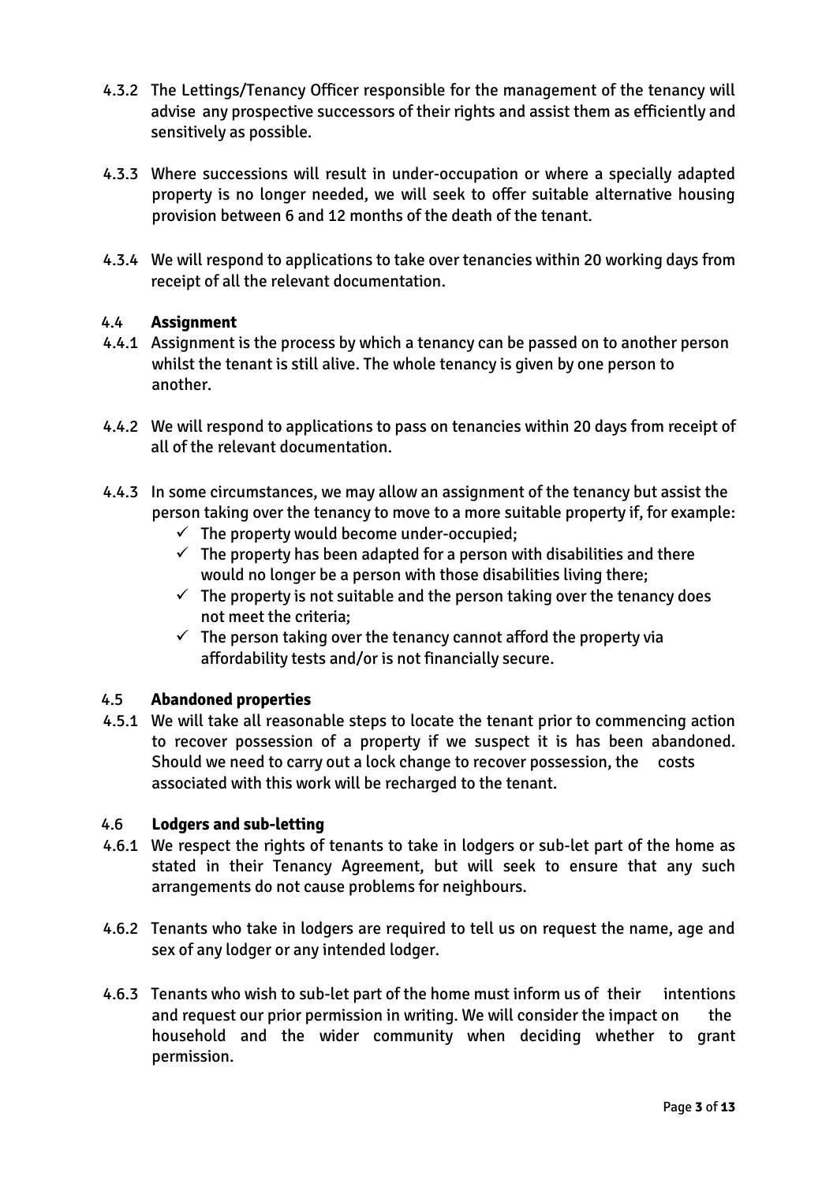4.3.2 The Lettings/Tenancy Officer responsible for the management of the tenancy will advise any prospective successors of their rights and assist them as efficiently and sensitively as possible.

4.3.3 Where successions will result in under-occupation or where a specially adapted property is no longer needed, we will seek to offer suitable alternative housing provision between 6 and 12 months of the death of the tenant.

4.3.4 We will respond to applications to take over tenancies within 20 working days from receipt of all the relevant documentation.

### 4.4 Assignment

4.4.1 Assignment is the process by which a tenancy can be passed on to another person whilst the tenant is still alive. The whole tenancy is given by one person to another.

4.4.2 We will respond to applications to pass on tenancies within 20 days from receipt of all of the relevant documentation.

4.4.3 In some circumstances, we may allow an assignment of the tenancy but assist the person taking over the tenancy to move to a more suitable property if, for example:

- ✓ The property would become under-occupied;
- ✓ The property has been adapted for a person with disabilities and there would no longer be a person with those disabilities living there;
- ✓ The property is not suitable and the person taking over the tenancy does not meet the criteria;
- ✓ The person taking over the tenancy cannot afford the property via affordability tests and/or is not financially secure.

### 4.5 Abandoned properties

4.5.1 We will take all reasonable steps to locate the tenant prior to commencing action to recover possession of a property if we suspect it is has been abandoned. Should we need to carry out a lock change to recover possession, the costs associated with this work will be recharged to the tenant.

### 4.6 Lodgers and sub-letting

4.6.1 We respect the rights of tenants to take in lodgers or sub-let part of the home as stated in their Tenancy Agreement, but will seek to ensure that any such arrangements do not cause problems for neighbours.

4.6.2 Tenants who take in lodgers are required to tell us on request the name, age and sex of any lodger or any intended lodger.

4.6.3 Tenants who wish to sub-let part of the home must inform us of their intentions and request our prior permission in writing. We will consider the impact on the household and the wider community when deciding whether to grant permission.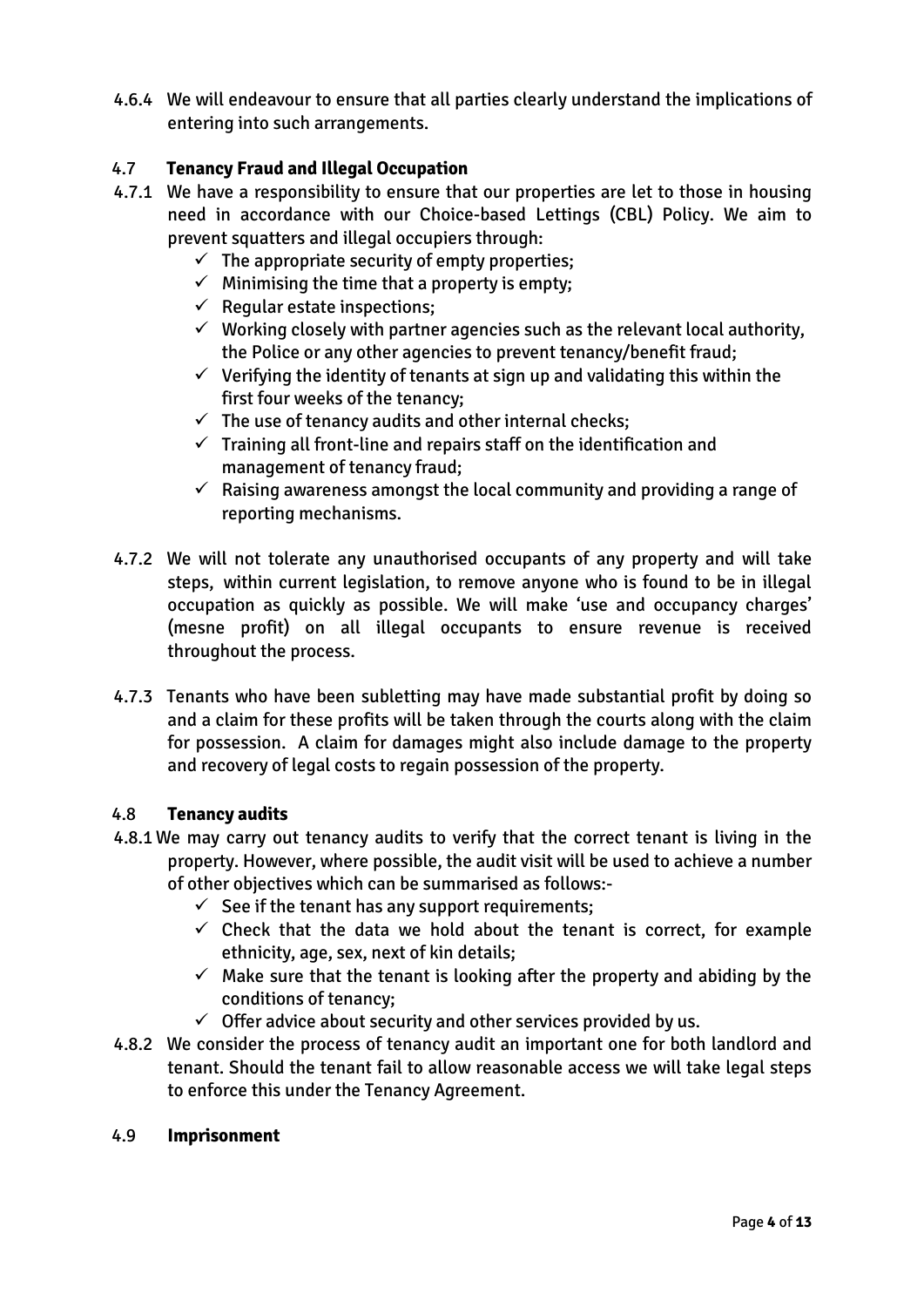4.6.4 We will endeavour to ensure that all parties clearly understand the implications of entering into such arrangements.

### 4.7 Tenancy Fraud and Illegal Occupation

4.7.1 We have a responsibility to ensure that our properties are let to those in housing need in accordance with our Choice-based Lettings (CBL) Policy. We aim to prevent squatters and illegal occupiers through:

- ✓ The appropriate security of empty properties;
- ✓ Minimising the time that a property is empty;
- ✓ Regular estate inspections;
- ✓ Working closely with partner agencies such as the relevant local authority, the Police or any other agencies to prevent tenancy/benefit fraud;
- ✓ Verifying the identity of tenants at sign up and validating this within the first four weeks of the tenancy;
- ✓ The use of tenancy audits and other internal checks;
- ✓ Training all front-line and repairs staff on the identification and management of tenancy fraud;
- ✓ Raising awareness amongst the local community and providing a range of reporting mechanisms.

4.7.2 We will not tolerate any unauthorised occupants of any property and will take steps, within current legislation, to remove anyone who is found to be in illegal occupation as quickly as possible. We will make 'use and occupancy charges' (mesne profit) on all illegal occupants to ensure revenue is received throughout the process.

4.7.3 Tenants who have been subletting may have made substantial profit by doing so and a claim for these profits will be taken through the courts along with the claim for possession. A claim for damages might also include damage to the property and recovery of legal costs to regain possession of the property.

### 4.8 Tenancy audits

4.8.1 We may carry out tenancy audits to verify that the correct tenant is living in the property. However, where possible, the audit visit will be used to achieve a number of other objectives which can be summarised as follows:-

- ✓ See if the tenant has any support requirements;
- ✓ Check that the data we hold about the tenant is correct, for example ethnicity, age, sex, next of kin details;
- ✓ Make sure that the tenant is looking after the property and abiding by the conditions of tenancy;
- ✓ Offer advice about security and other services provided by us.

4.8.2 We consider the process of tenancy audit an important one for both landlord and tenant. Should the tenant fail to allow reasonable access we will take legal steps to enforce this under the Tenancy Agreement.

### 4.9 Imprisonment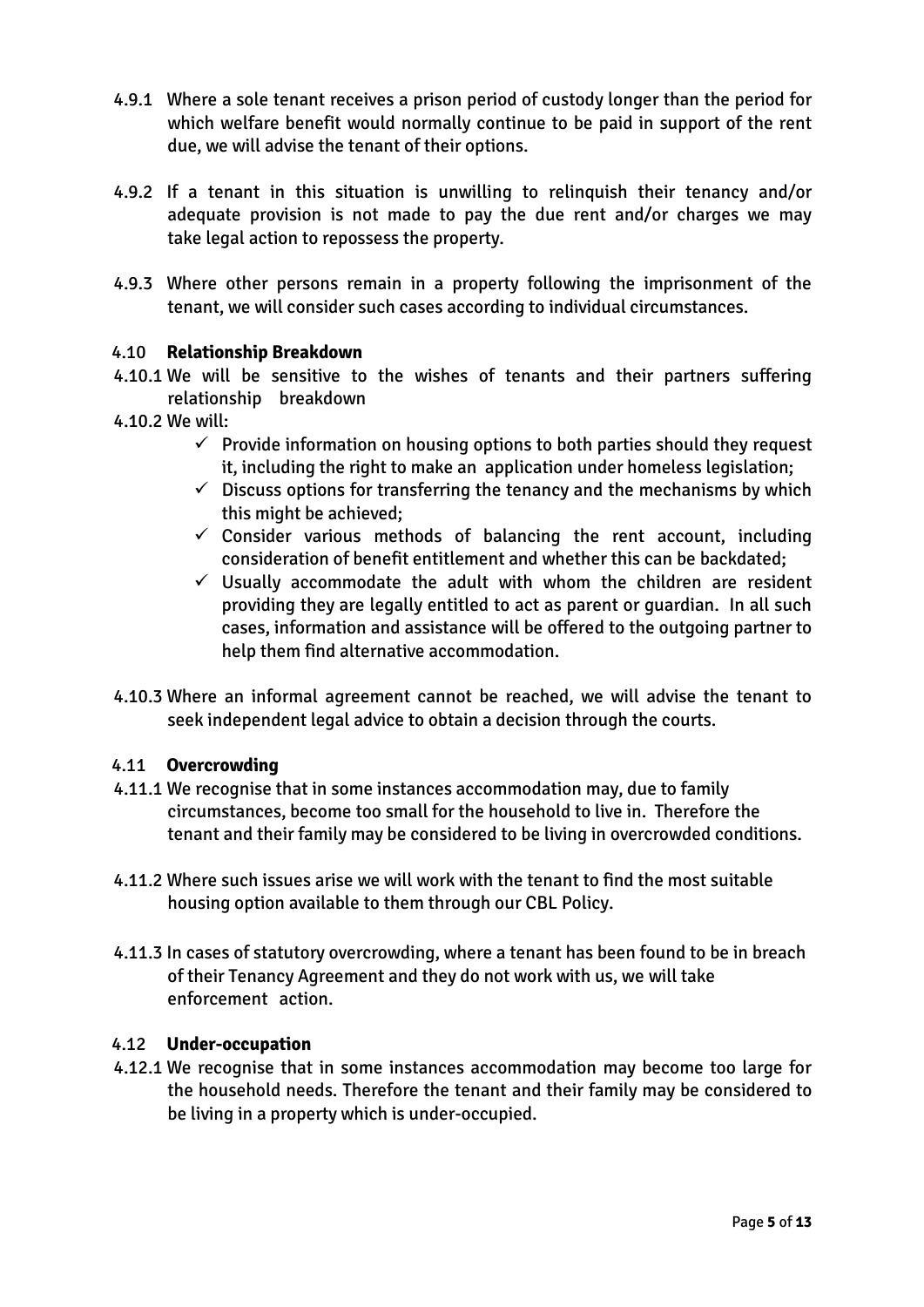4.9.1 Where a sole tenant receives a prison period of custody longer than the period for which welfare benefit would normally continue to be paid in support of the rent due, we will advise the tenant of their options.

4.9.2 If a tenant in this situation is unwilling to relinquish their tenancy and/or adequate provision is not made to pay the due rent and/or charges we may take legal action to repossess the property.

4.9.3 Where other persons remain in a property following the imprisonment of the tenant, we will consider such cases according to individual circumstances.

### 4.10 Relationship Breakdown

4.10.1 We will be sensitive to the wishes of tenants and their partners suffering relationship breakdown

4.10.2 We will:

- ✓ Provide information on housing options to both parties should they request it, including the right to make an application under homeless legislation;
- ✓ Discuss options for transferring the tenancy and the mechanisms by which this might be achieved;
- ✓ Consider various methods of balancing the rent account, including consideration of benefit entitlement and whether this can be backdated;
- ✓ Usually accommodate the adult with whom the children are resident providing they are legally entitled to act as parent or guardian. In all such cases, information and assistance will be offered to the outgoing partner to help them find alternative accommodation.

4.10.3 Where an informal agreement cannot be reached, we will advise the tenant to seek independent legal advice to obtain a decision through the courts.

### 4.11 Overcrowding

4.11.1 We recognise that in some instances accommodation may, due to family circumstances, become too small for the household to live in. Therefore the tenant and their family may be considered to be living in overcrowded conditions.

4.11.2 Where such issues arise we will work with the tenant to find the most suitable housing option available to them through our CBL Policy.

4.11.3 In cases of statutory overcrowding, where a tenant has been found to be in breach of their Tenancy Agreement and they do not work with us, we will take enforcement action.

### 4.12 Under-occupation

4.12.1 We recognise that in some instances accommodation may become too large for the household needs. Therefore the tenant and their family may be considered to be living in a property which is under-occupied.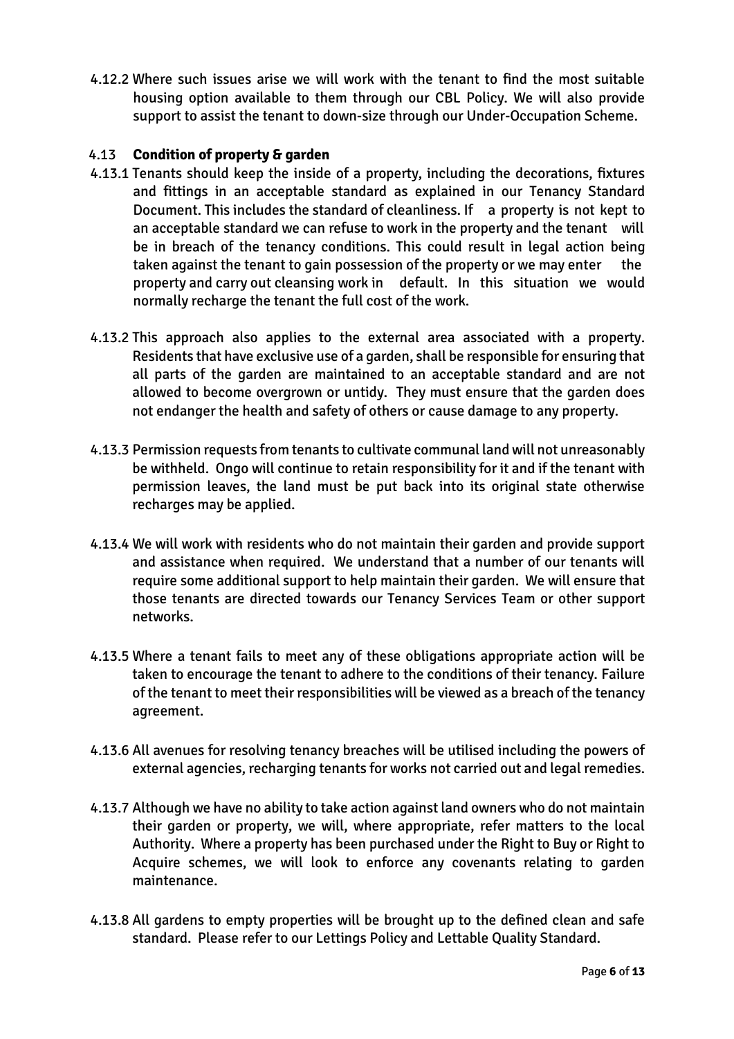4.12.2 Where such issues arise we will work with the tenant to find the most suitable housing option available to them through our CBL Policy. We will also provide support to assist the tenant to down-size through our Under-Occupation Scheme.

### 4.13 **Condition of property & garden**

4.13.1 Tenants should keep the inside of a property, including the decorations, fixtures and fittings in an acceptable standard as explained in our Tenancy Standard Document. This includes the standard of cleanliness. If a property is not kept to an acceptable standard we can refuse to work in the property and the tenant will be in breach of the tenancy conditions. This could result in legal action being taken against the tenant to gain possession of the property or we may enter the property and carry out cleansing work in default. In this situation we would normally recharge the tenant the full cost of the work.

4.13.2 This approach also applies to the external area associated with a property. Residents that have exclusive use of a garden, shall be responsible for ensuring that all parts of the garden are maintained to an acceptable standard and are not allowed to become overgrown or untidy. They must ensure that the garden does not endanger the health and safety of others or cause damage to any property.

4.13.3 Permission requests from tenants to cultivate communal land will not unreasonably be withheld. Ongo will continue to retain responsibility for it and if the tenant with permission leaves, the land must be put back into its original state otherwise recharges may be applied.

4.13.4 We will work with residents who do not maintain their garden and provide support and assistance when required. We understand that a number of our tenants will require some additional support to help maintain their garden. We will ensure that those tenants are directed towards our Tenancy Services Team or other support networks.

4.13.5 Where a tenant fails to meet any of these obligations appropriate action will be taken to encourage the tenant to adhere to the conditions of their tenancy. Failure of the tenant to meet their responsibilities will be viewed as a breach of the tenancy agreement.

4.13.6 All avenues for resolving tenancy breaches will be utilised including the powers of external agencies, recharging tenants for works not carried out and legal remedies.

4.13.7 Although we have no ability to take action against land owners who do not maintain their garden or property, we will, where appropriate, refer matters to the local Authority. Where a property has been purchased under the Right to Buy or Right to Acquire schemes, we will look to enforce any covenants relating to garden maintenance.

4.13.8 All gardens to empty properties will be brought up to the defined clean and safe standard. Please refer to our Lettings Policy and Lettable Quality Standard.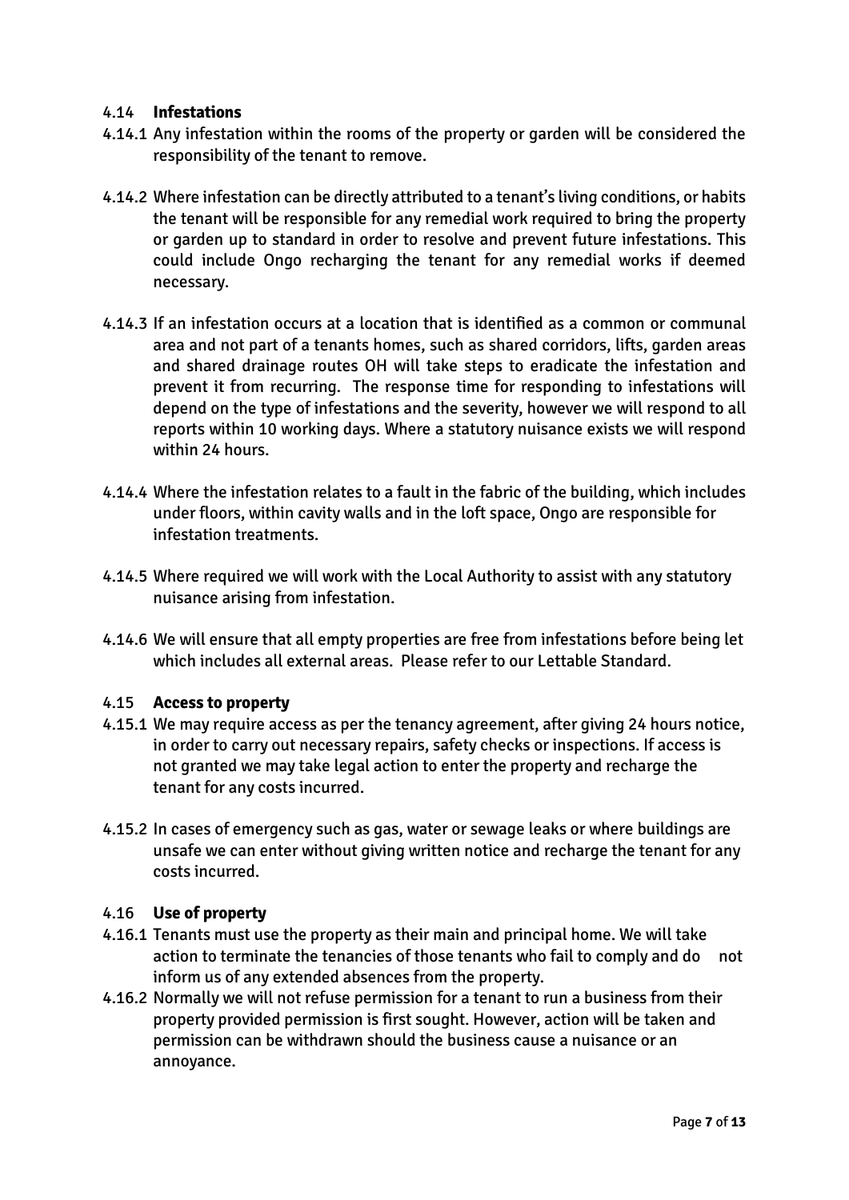### 4.14 **Infestations**

4.14.1 Any infestation within the rooms of the property or garden will be considered the responsibility of the tenant to remove.

4.14.2 Where infestation can be directly attributed to a tenant's living conditions, or habits the tenant will be responsible for any remedial work required to bring the property or garden up to standard in order to resolve and prevent future infestations. This could include Ongo recharging the tenant for any remedial works if deemed necessary.

4.14.3 If an infestation occurs at a location that is identified as a common or communal area and not part of a tenants homes, such as shared corridors, lifts, garden areas and shared drainage routes OH will take steps to eradicate the infestation and prevent it from recurring. The response time for responding to infestations will depend on the type of infestations and the severity, however we will respond to all reports within 10 working days. Where a statutory nuisance exists we will respond within 24 hours.

4.14.4 Where the infestation relates to a fault in the fabric of the building, which includes under floors, within cavity walls and in the loft space, Ongo are responsible for infestation treatments.

4.14.5 Where required we will work with the Local Authority to assist with any statutory nuisance arising from infestation.

4.14.6 We will ensure that all empty properties are free from infestations before being let which includes all external areas. Please refer to our Lettable Standard.

### 4.15 **Access to property**

4.15.1 We may require access as per the tenancy agreement, after giving 24 hours notice, in order to carry out necessary repairs, safety checks or inspections. If access is not granted we may take legal action to enter the property and recharge the tenant for any costs incurred.

4.15.2 In cases of emergency such as gas, water or sewage leaks or where buildings are unsafe we can enter without giving written notice and recharge the tenant for any costs incurred.

### 4.16 **Use of property**

4.16.1 Tenants must use the property as their main and principal home. We will take action to terminate the tenancies of those tenants who fail to comply and do not inform us of any extended absences from the property.

4.16.2 Normally we will not refuse permission for a tenant to run a business from their property provided permission is first sought. However, action will be taken and permission can be withdrawn should the business cause a nuisance or an annoyance.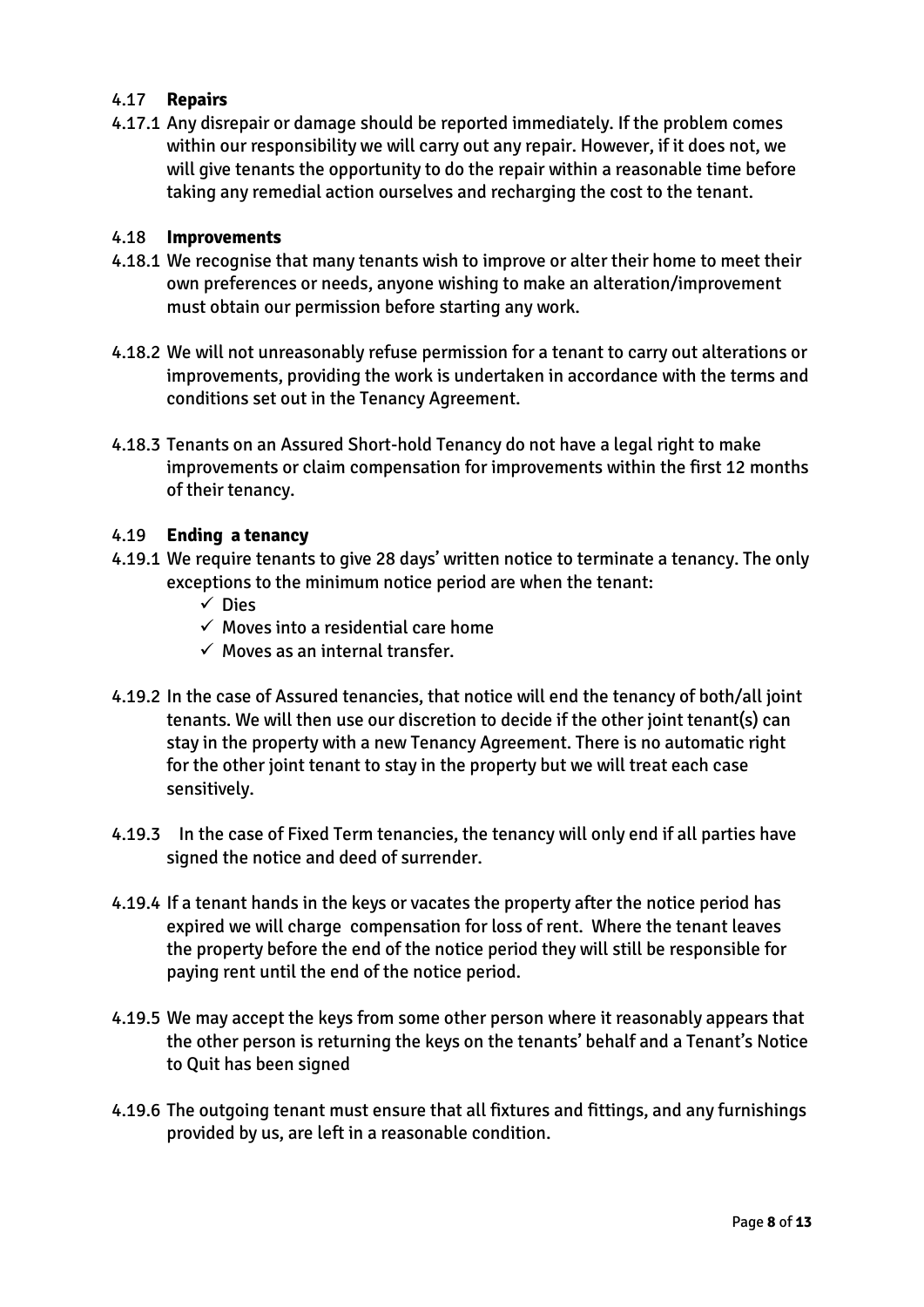### 4.17 **Repairs**

4.17.1 Any disrepair or damage should be reported immediately. If the problem comes within our responsibility we will carry out any repair. However, if it does not, we will give tenants the opportunity to do the repair within a reasonable time before taking any remedial action ourselves and recharging the cost to the tenant.

### 4.18 **Improvements**

4.18.1 We recognise that many tenants wish to improve or alter their home to meet their own preferences or needs, anyone wishing to make an alteration/improvement must obtain our permission before starting any work.

4.18.2 We will not unreasonably refuse permission for a tenant to carry out alterations or improvements, providing the work is undertaken in accordance with the terms and conditions set out in the Tenancy Agreement.

4.18.3 Tenants on an Assured Short-hold Tenancy do not have a legal right to make improvements or claim compensation for improvements within the first 12 months of their tenancy.

### 4.19 **Ending a tenancy**

4.19.1 We require tenants to give 28 days' written notice to terminate a tenancy. The only exceptions to the minimum notice period are when the tenant:

- ✓ Dies
- ✓ Moves into a residential care home
- ✓ Moves as an internal transfer.

4.19.2 In the case of Assured tenancies, that notice will end the tenancy of both/all joint tenants. We will then use our discretion to decide if the other joint tenant(s) can stay in the property with a new Tenancy Agreement. There is no automatic right for the other joint tenant to stay in the property but we will treat each case sensitively.

4.19.3 In the case of Fixed Term tenancies, the tenancy will only end if all parties have signed the notice and deed of surrender.

4.19.4 If a tenant hands in the keys or vacates the property after the notice period has expired we will charge compensation for loss of rent. Where the tenant leaves the property before the end of the notice period they will still be responsible for paying rent until the end of the notice period.

4.19.5 We may accept the keys from some other person where it reasonably appears that the other person is returning the keys on the tenants' behalf and a Tenant's Notice to Quit has been signed

4.19.6 The outgoing tenant must ensure that all fixtures and fittings, and any furnishings provided by us, are left in a reasonable condition.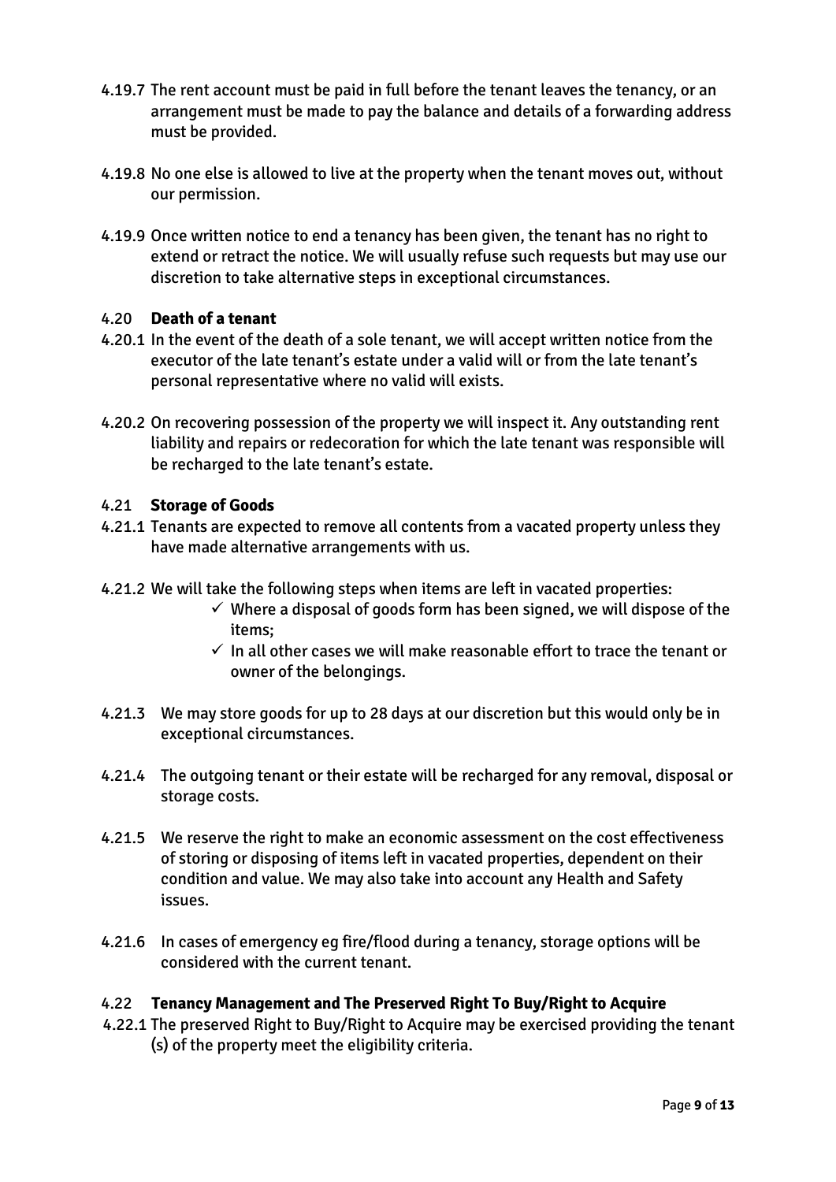4.19.7 The rent account must be paid in full before the tenant leaves the tenancy, or an arrangement must be made to pay the balance and details of a forwarding address must be provided.

4.19.8 No one else is allowed to live at the property when the tenant moves out, without our permission.

4.19.9 Once written notice to end a tenancy has been given, the tenant has no right to extend or retract the notice. We will usually refuse such requests but may use our discretion to take alternative steps in exceptional circumstances.

### 4.20 **Death of a tenant**

4.20.1 In the event of the death of a sole tenant, we will accept written notice from the executor of the late tenant's estate under a valid will or from the late tenant's personal representative where no valid will exists.

4.20.2 On recovering possession of the property we will inspect it. Any outstanding rent liability and repairs or redecoration for which the late tenant was responsible will be recharged to the late tenant's estate.

### 4.21 **Storage of Goods**

4.21.1 Tenants are expected to remove all contents from a vacated property unless they have made alternative arrangements with us.

4.21.2 We will take the following steps when items are left in vacated properties:

- ✓ Where a disposal of goods form has been signed, we will dispose of the items;
- ✓ In all other cases we will make reasonable effort to trace the tenant or owner of the belongings.

4.21.3 We may store goods for up to 28 days at our discretion but this would only be in exceptional circumstances.

4.21.4 The outgoing tenant or their estate will be recharged for any removal, disposal or storage costs.

4.21.5 We reserve the right to make an economic assessment on the cost effectiveness of storing or disposing of items left in vacated properties, dependent on their condition and value. We may also take into account any Health and Safety issues.

4.21.6 In cases of emergency eg fire/flood during a tenancy, storage options will be considered with the current tenant.

### 4.22 **Tenancy Management and The Preserved Right To Buy/Right to Acquire**

4.22.1 The preserved Right to Buy/Right to Acquire may be exercised providing the tenant (s) of the property meet the eligibility criteria.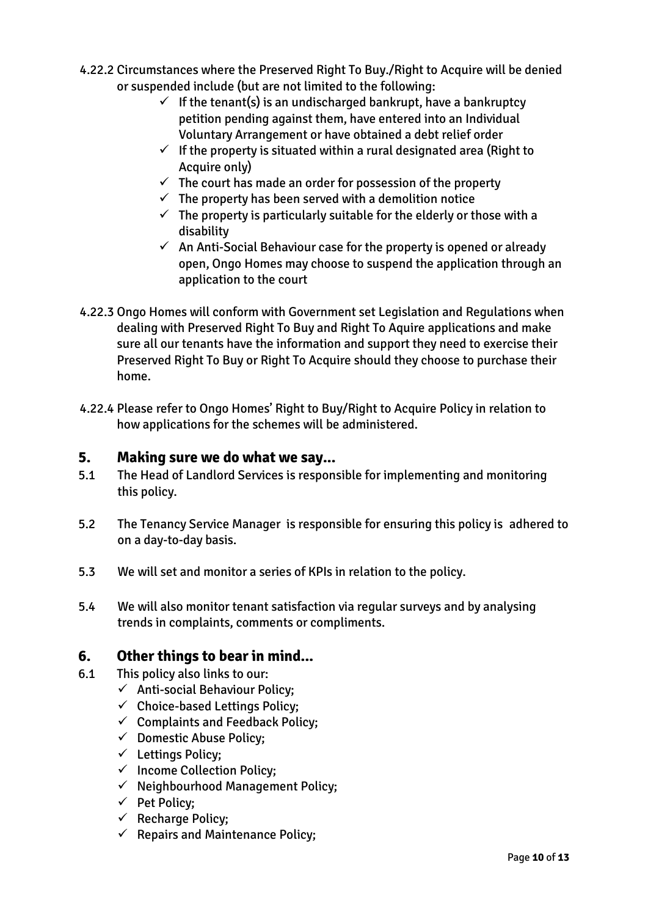4.22.2 Circumstances where the Preserved Right To Buy./Right to Acquire will be denied or suspended include (but are not limited to the following:

- ✓ If the tenant(s) is an undischarged bankrupt, have a bankruptcy petition pending against them, have entered into an Individual Voluntary Arrangement or have obtained a debt relief order
- ✓ If the property is situated within a rural designated area (Right to Acquire only)
- ✓ The court has made an order for possession of the property
- ✓ The property has been served with a demolition notice
- ✓ The property is particularly suitable for the elderly or those with a disability
- ✓ An Anti-Social Behaviour case for the property is opened or already open, Ongo Homes may choose to suspend the application through an application to the court

4.22.3 Ongo Homes will conform with Government set Legislation and Regulations when dealing with Preserved Right To Buy and Right To Aquire applications and make sure all our tenants have the information and support they need to exercise their Preserved Right To Buy or Right To Acquire should they choose to purchase their home.

4.22.4 Please refer to Ongo Homes' Right to Buy/Right to Acquire Policy in relation to how applications for the schemes will be administered.

## 5. Making sure we do what we say…

5.1 The Head of Landlord Services is responsible for implementing and monitoring this policy.

5.2 The Tenancy Service Manager is responsible for ensuring this policy is adhered to on a day-to-day basis.

5.3 We will set and monitor a series of KPIs in relation to the policy.

5.4 We will also monitor tenant satisfaction via regular surveys and by analysing trends in complaints, comments or compliments.

## 6. Other things to bear in mind…

6.1 This policy also links to our:

- ✓ Anti-social Behaviour Policy;
- ✓ Choice-based Lettings Policy;
- ✓ Complaints and Feedback Policy;
- ✓ Domestic Abuse Policy;
- ✓ Lettings Policy;
- ✓ Income Collection Policy;
- ✓ Neighbourhood Management Policy;
- ✓ Pet Policy;
- ✓ Recharge Policy;
- ✓ Repairs and Maintenance Policy;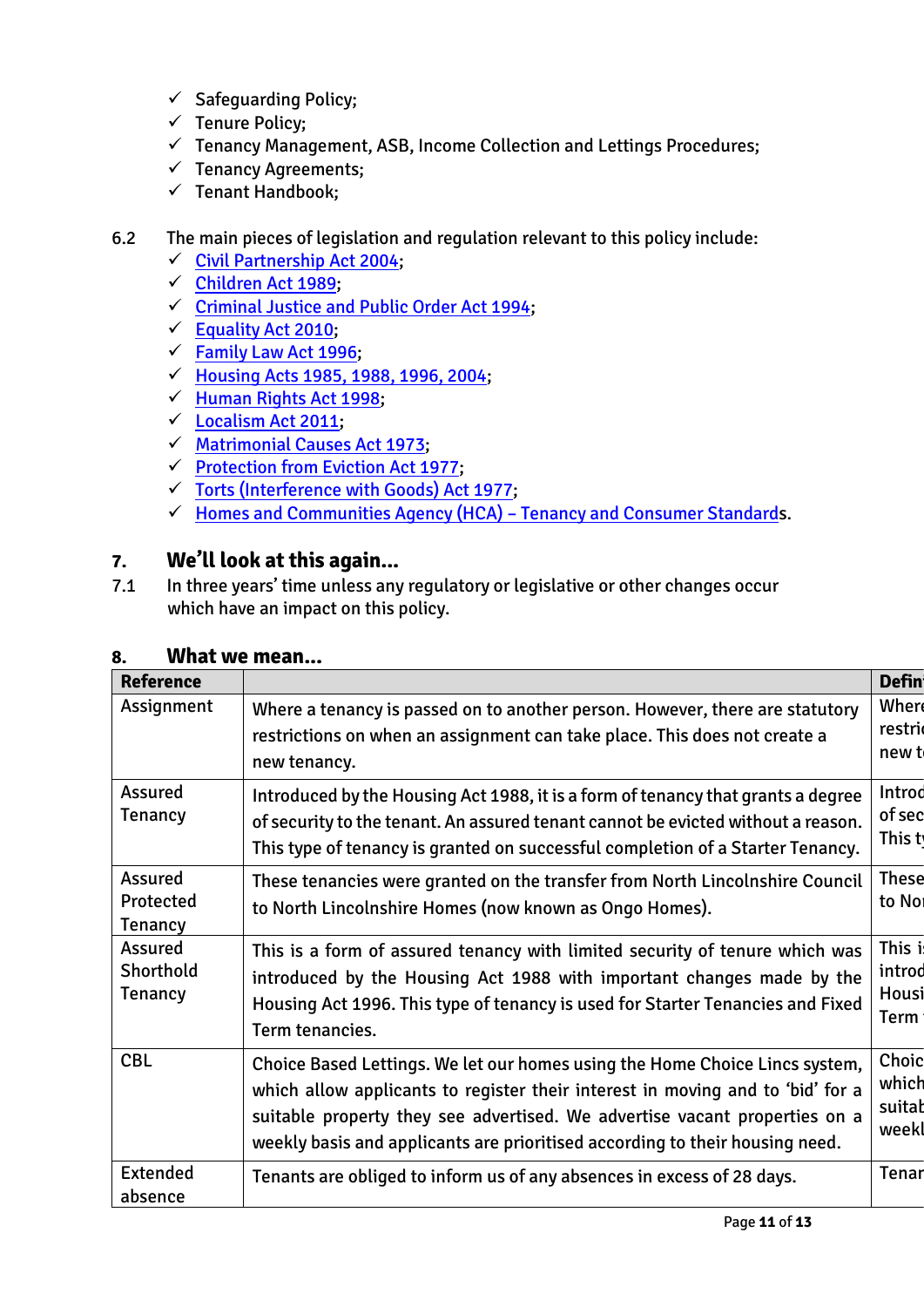- ✓ Safeguarding Policy;
- ✓ Tenure Policy;
- ✓ Tenancy Management, ASB, Income Collection and Lettings Procedures;
- ✓ Tenancy Agreements;
- ✓ Tenant Handbook;

6.2 The main pieces of legislation and regulation relevant to this policy include:

- ✓ Civil Partnership Act 2004;
- ✓ Children Act 1989;
- ✓ Criminal Justice and Public Order Act 1994;
- ✓ Equality Act 2010;
- ✓ Family Law Act 1996;
- ✓ Housing Acts 1985, 1988, 1996, 2004;
- ✓ Human Rights Act 1998;
- ✓ Localism Act 2011;
- ✓ Matrimonial Causes Act 1973;
- ✓ Protection from Eviction Act 1977;
- ✓ Torts (Interference with Goods) Act 1977;
- ✓ Homes and Communities Agency (HCA) – Tenancy and Consumer Standards.

## 7. We'll look at this again...

7.1 In three years' time unless any regulatory or legislative or other changes occur which have an impact on this policy.

## 8. What we mean...

| Reference | | Defin |
|---|---|---|
| Assignment | Where a tenancy is passed on to another person. However, there are statutory restrictions on when an assignment can take place. This does not create a new tenancy. | Where restric new te |
| Assured Tenancy | Introduced by the Housing Act 1988, it is a form of tenancy that grants a degree of security to the tenant. An assured tenant cannot be evicted without a reason. This type of tenancy is granted on successful completion of a Starter Tenancy. | Introd of sec This ty |
| Assured Protected Tenancy | These tenancies were granted on the transfer from North Lincolnshire Council to North Lincolnshire Homes (now known as Ongo Homes). | These to Nor |
| Assured Shorthold Tenancy | This is a form of assured tenancy with limited security of tenure which was introduced by the Housing Act 1988 with important changes made by the Housing Act 1996. This type of tenancy is used for Starter Tenancies and Fixed Term tenancies. | This is introd Housi Term |
| CBL | Choice Based Lettings. We let our homes using the Home Choice Lincs system, which allow applicants to register their interest in moving and to 'bid' for a suitable property they see advertised. We advertise vacant properties on a weekly basis and applicants are prioritised according to their housing need. | Choic which suitab weekl |
| Extended absence | Tenants are obliged to inform us of any absences in excess of 28 days. | Tenar |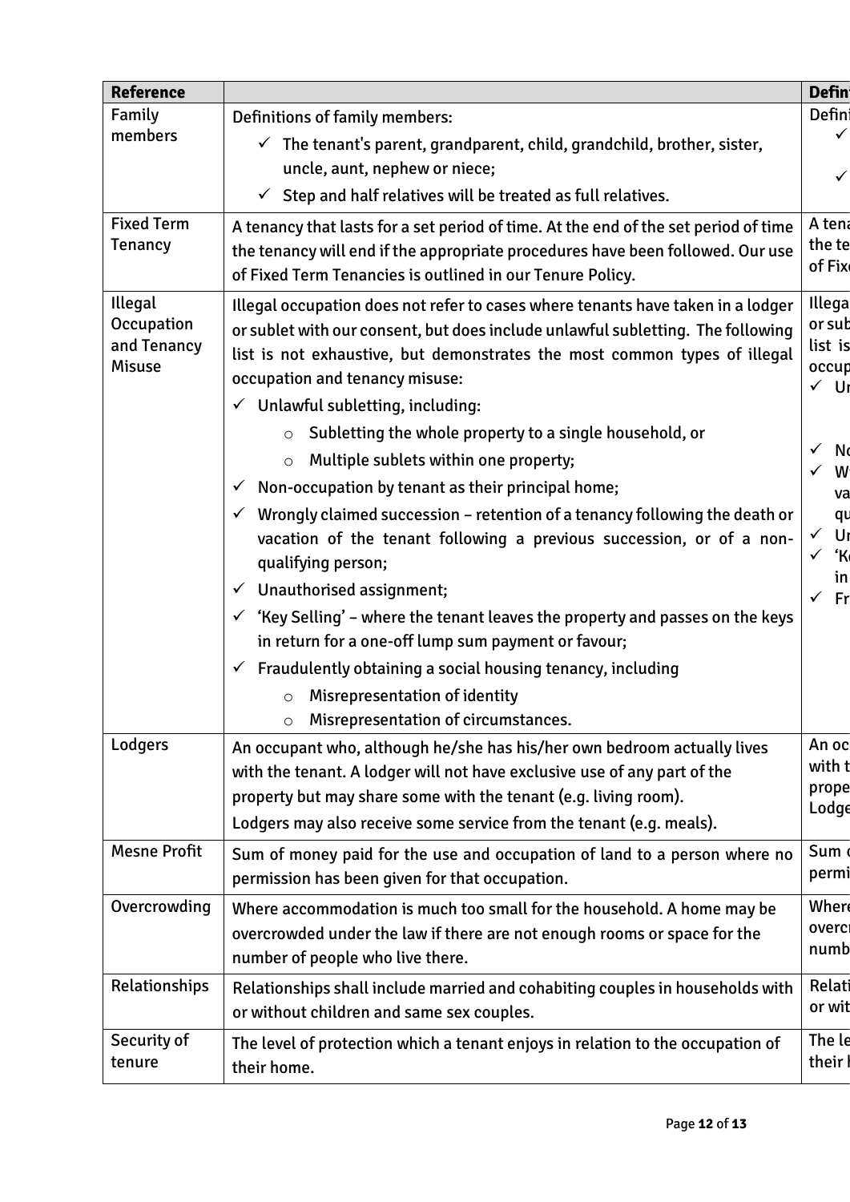| Reference | | Defin |
|---|---|---|
| Family members | Definitions of family members:<br>✓ The tenant's parent, grandparent, child, grandchild, brother, sister, uncle, aunt, nephew or niece;<br>✓ Step and half relatives will be treated as full relatives. | Defini<br>✓<br>✓ |
| Fixed Term Tenancy | A tenancy that lasts for a set period of time. At the end of the set period of time the tenancy will end if the appropriate procedures have been followed. Our use of Fixed Term Tenancies is outlined in our Tenure Policy. | A tena<br>the te<br>of Fixe |
| Illegal Occupation and Tenancy Misuse | Illegal occupation does not refer to cases where tenants have taken in a lodger or sublet with our consent, but does include unlawful subletting. The following list is not exhaustive, but demonstrates the most common types of illegal occupation and tenancy misuse:<br>✓ Unlawful subletting, including:<br>○ Subletting the whole property to a single household, or<br>○ Multiple sublets within one property;<br>✓ Non-occupation by tenant as their principal home;<br>✓ Wrongly claimed succession – retention of a tenancy following the death or vacation of the tenant following a previous succession, or of a non-qualifying person;<br>✓ Unauthorised assignment;<br>✓ 'Key Selling' – where the tenant leaves the property and passes on the keys in return for a one-off lump sum payment or favour;<br>✓ Fraudulently obtaining a social housing tenancy, including<br>○ Misrepresentation of identity<br>○ Misrepresentation of circumstances. | Illega<br>or sub<br>list is<br>occup<br>✓ Ur<br>✓ No<br>✓ W<br>va<br>qu<br>✓ Ur<br>✓ 'Ke<br>in<br>✓ Fr |
| Lodgers | An occupant who, although he/she has his/her own bedroom actually lives with the tenant. A lodger will not have exclusive use of any part of the property but may share some with the tenant (e.g. living room).<br>Lodgers may also receive some service from the tenant (e.g. meals). | An oc<br>with t<br>prope<br>Lodge |
| Mesne Profit | Sum of money paid for the use and occupation of land to a person where no permission has been given for that occupation. | Sum c<br>permi |
| Overcrowding | Where accommodation is much too small for the household. A home may be overcrowded under the law if there are not enough rooms or space for the number of people who live there. | Where<br>overcr<br>numb |
| Relationships | Relationships shall include married and cohabiting couples in households with or without children and same sex couples. | Relati<br>or wit |
| Security of tenure | The level of protection which a tenant enjoys in relation to the occupation of their home. | The le<br>their l |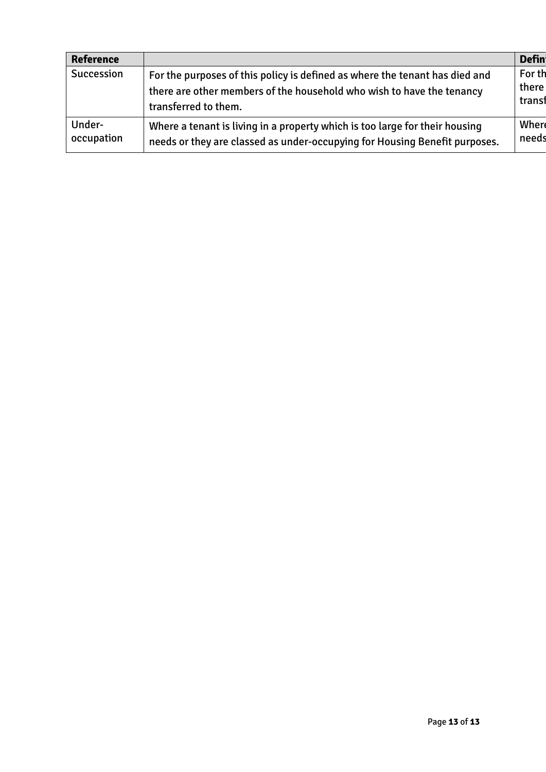| Reference | | Defin |
|---|---|---|
| Succession | For the purposes of this policy is defined as where the tenant has died and there are other members of the household who wish to have the tenancy transferred to them. | For th there transf |
| Under-occupation | Where a tenant is living in a property which is too large for their housing needs or they are classed as under-occupying for Housing Benefit purposes. | Where needs |